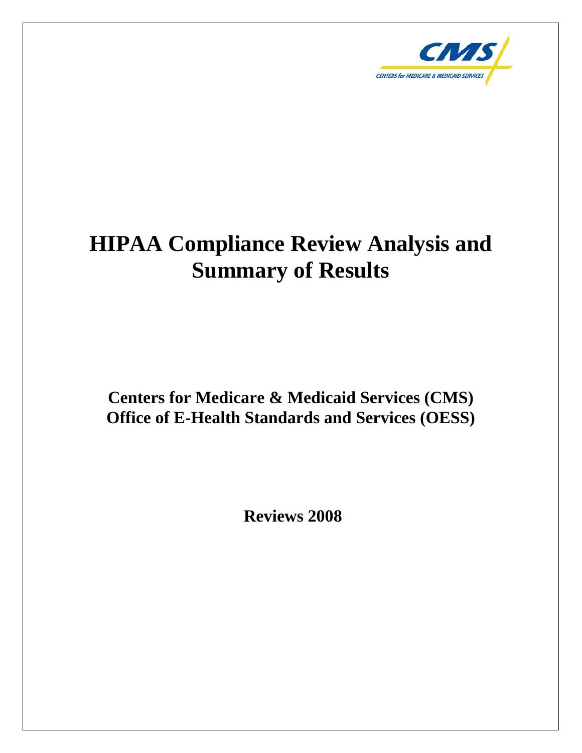# HIPAA Compliance Review Analysis and Summary of Results

**Centers for Medicare & Medicaid Services (CMS)**
**Office of E-Health Standards and Services (OESS)**

**Reviews 2008**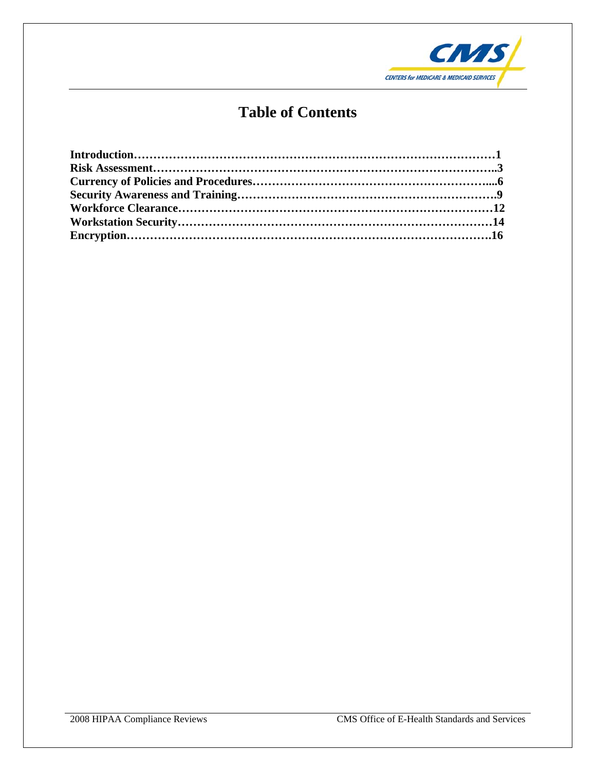# Table of Contents

**Introduction……………………………………………………………………………1**
**Risk Assessment………………………………………………………………………..3**
**Currency of Policies and Procedures……………………………………………………....6**
**Security Awareness and Training………………………………………………………….9**
**Workforce Clearance……………………………………………………………………12**
**Workstation Security……………………………………………………………………14**
**Encryption……………………………………………………………………………….16**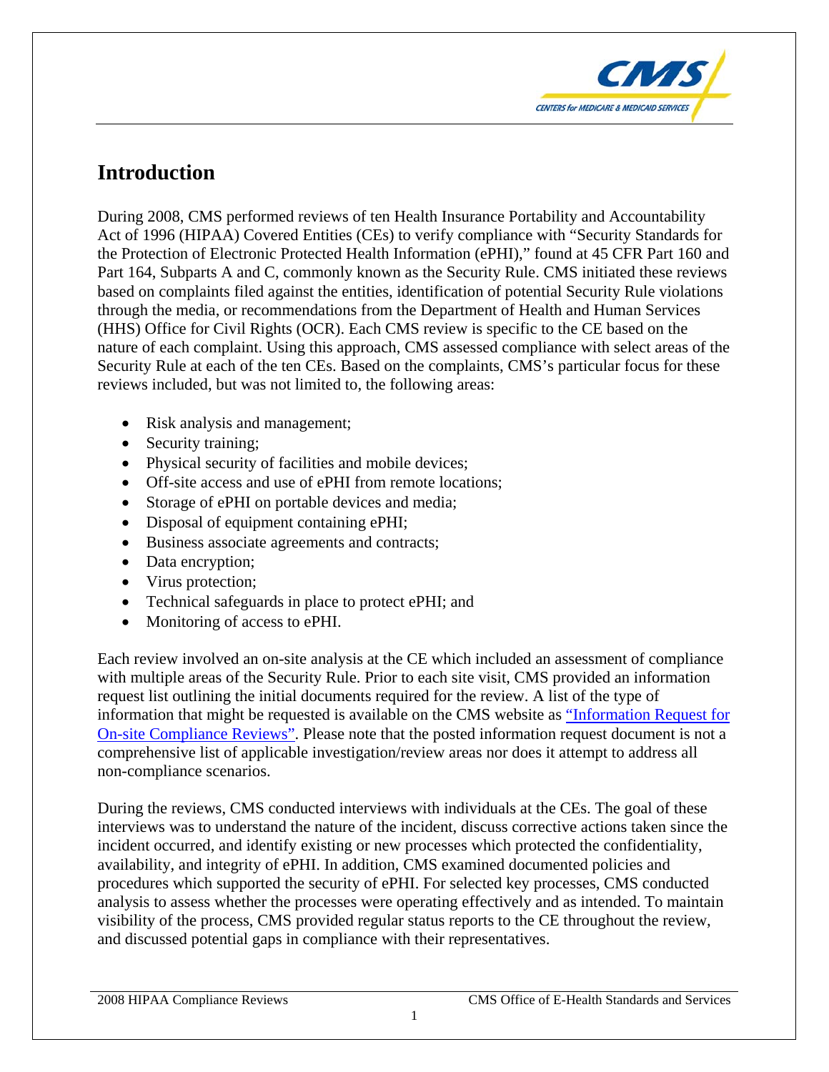# Introduction

During 2008, CMS performed reviews of ten Health Insurance Portability and Accountability Act of 1996 (HIPAA) Covered Entities (CEs) to verify compliance with "Security Standards for the Protection of Electronic Protected Health Information (ePHI)," found at 45 CFR Part 160 and Part 164, Subparts A and C, commonly known as the Security Rule. CMS initiated these reviews based on complaints filed against the entities, identification of potential Security Rule violations through the media, or recommendations from the Department of Health and Human Services (HHS) Office for Civil Rights (OCR). Each CMS review is specific to the CE based on the nature of each complaint. Using this approach, CMS assessed compliance with select areas of the Security Rule at each of the ten CEs. Based on the complaints, CMS's particular focus for these reviews included, but was not limited to, the following areas:

- Risk analysis and management;
- Security training;
- Physical security of facilities and mobile devices;
- Off-site access and use of ePHI from remote locations;
- Storage of ePHI on portable devices and media;
- Disposal of equipment containing ePHI;
- Business associate agreements and contracts;
- Data encryption;
- Virus protection;
- Technical safeguards in place to protect ePHI; and
- Monitoring of access to ePHI.

Each review involved an on-site analysis at the CE which included an assessment of compliance with multiple areas of the Security Rule. Prior to each site visit, CMS provided an information request list outlining the initial documents required for the review. A list of the type of information that might be requested is available on the CMS website as "Information Request for On-site Compliance Reviews". Please note that the posted information request document is not a comprehensive list of applicable investigation/review areas nor does it attempt to address all non-compliance scenarios.

During the reviews, CMS conducted interviews with individuals at the CEs. The goal of these interviews was to understand the nature of the incident, discuss corrective actions taken since the incident occurred, and identify existing or new processes which protected the confidentiality, availability, and integrity of ePHI. In addition, CMS examined documented policies and procedures which supported the security of ePHI. For selected key processes, CMS conducted analysis to assess whether the processes were operating effectively and as intended. To maintain visibility of the process, CMS provided regular status reports to the CE throughout the review, and discussed potential gaps in compliance with their representatives.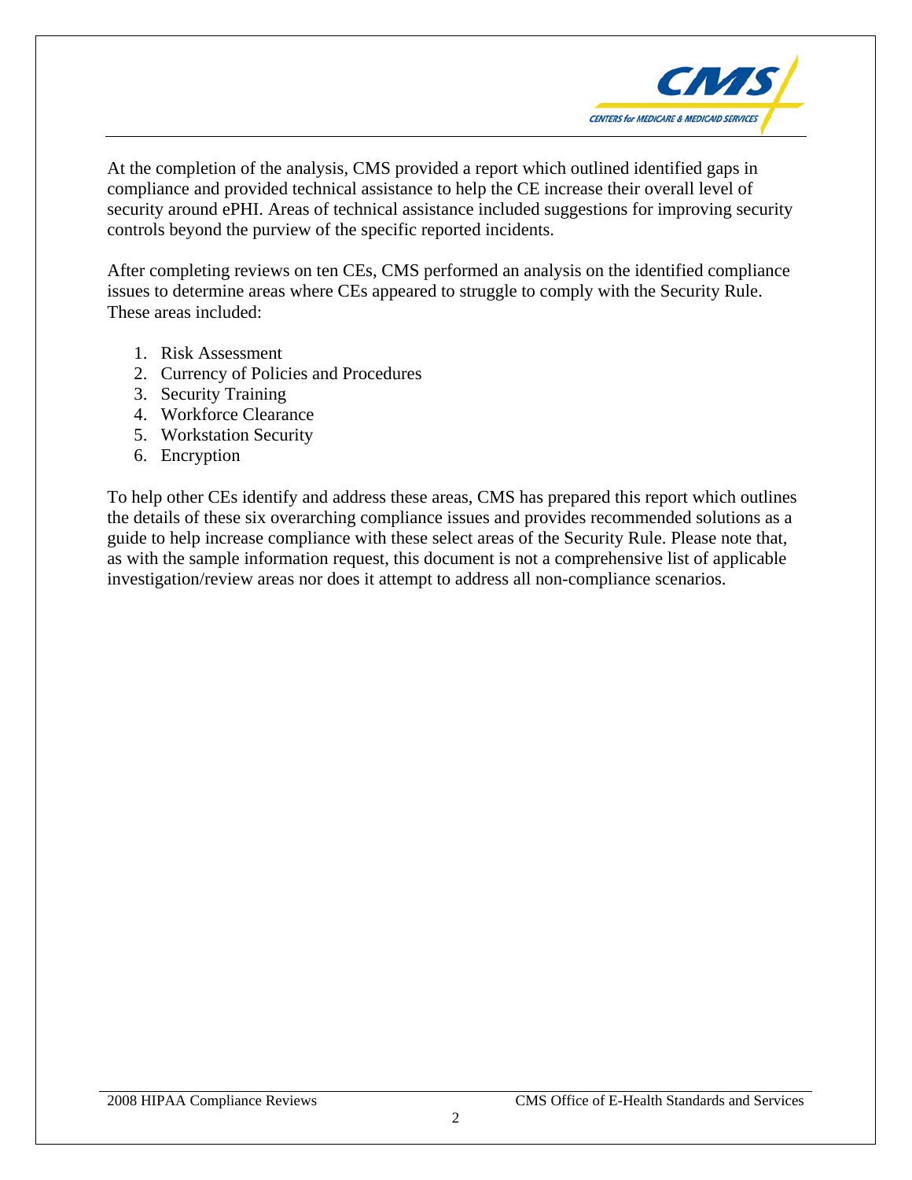At the completion of the analysis, CMS provided a report which outlined identified gaps in compliance and provided technical assistance to help the CE increase their overall level of security around ePHI. Areas of technical assistance included suggestions for improving security controls beyond the purview of the specific reported incidents.

After completing reviews on ten CEs, CMS performed an analysis on the identified compliance issues to determine areas where CEs appeared to struggle to comply with the Security Rule. These areas included:

1. Risk Assessment
2. Currency of Policies and Procedures
3. Security Training
4. Workforce Clearance
5. Workstation Security
6. Encryption

To help other CEs identify and address these areas, CMS has prepared this report which outlines the details of these six overarching compliance issues and provides recommended solutions as a guide to help increase compliance with these select areas of the Security Rule. Please note that, as with the sample information request, this document is not a comprehensive list of applicable investigation/review areas nor does it attempt to address all non-compliance scenarios.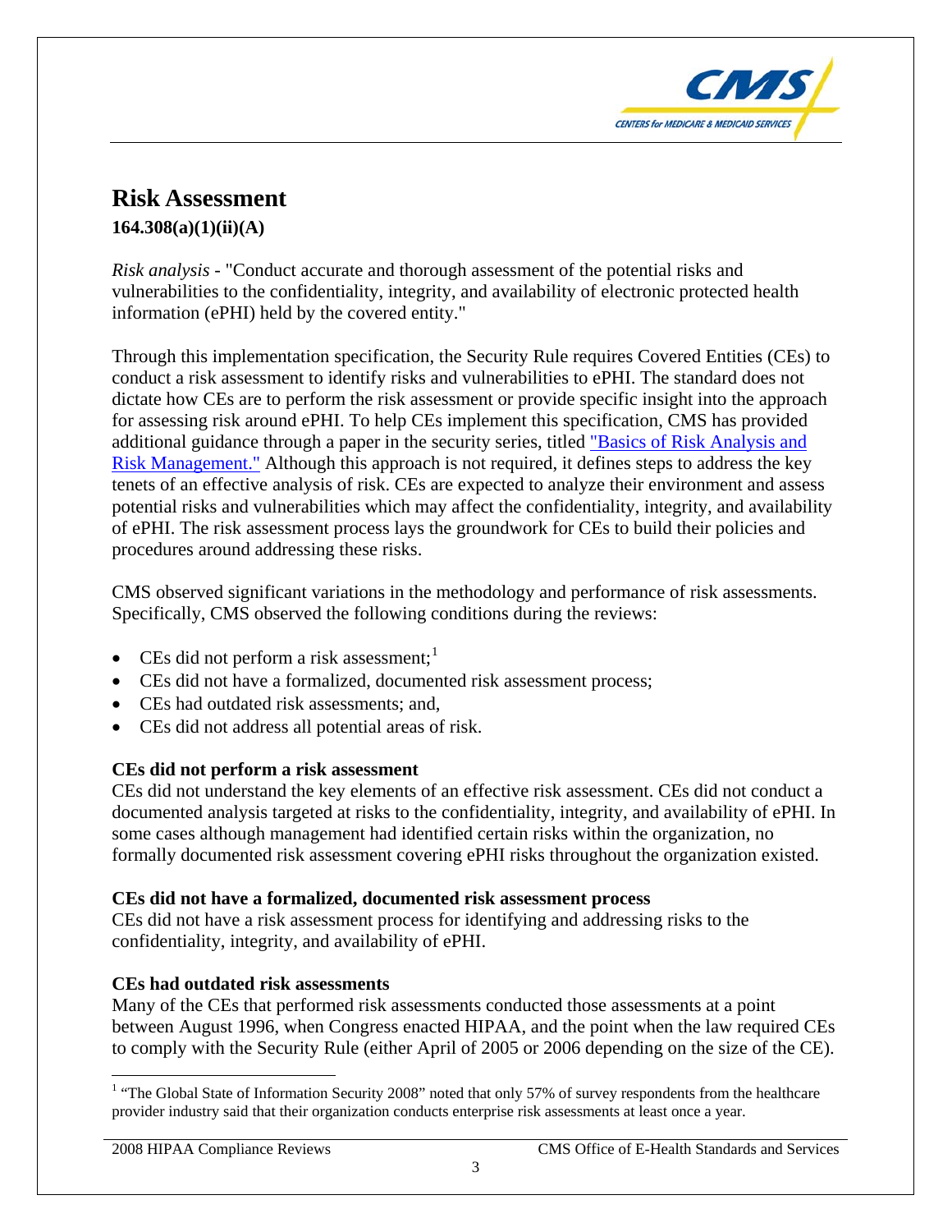## Risk Assessment

**164.308(a)(1)(ii)(A)**

*Risk analysis* - "Conduct accurate and thorough assessment of the potential risks and vulnerabilities to the confidentiality, integrity, and availability of electronic protected health information (ePHI) held by the covered entity."

Through this implementation specification, the Security Rule requires Covered Entities (CEs) to conduct a risk assessment to identify risks and vulnerabilities to ePHI. The standard does not dictate how CEs are to perform the risk assessment or provide specific insight into the approach for assessing risk around ePHI. To help CEs implement this specification, CMS has provided additional guidance through a paper in the security series, titled "Basics of Risk Analysis and Risk Management." Although this approach is not required, it defines steps to address the key tenets of an effective analysis of risk. CEs are expected to analyze their environment and assess potential risks and vulnerabilities which may affect the confidentiality, integrity, and availability of ePHI. The risk assessment process lays the groundwork for CEs to build their policies and procedures around addressing these risks.

CMS observed significant variations in the methodology and performance of risk assessments. Specifically, CMS observed the following conditions during the reviews:

- CEs did not perform a risk assessment;[1]
- CEs did not have a formalized, documented risk assessment process;
- CEs had outdated risk assessments; and,
- CEs did not address all potential areas of risk.

**CEs did not perform a risk assessment**
CEs did not understand the key elements of an effective risk assessment. CEs did not conduct a documented analysis targeted at risks to the confidentiality, integrity, and availability of ePHI. In some cases although management had identified certain risks within the organization, no formally documented risk assessment covering ePHI risks throughout the organization existed.

**CEs did not have a formalized, documented risk assessment process**
CEs did not have a risk assessment process for identifying and addressing risks to the confidentiality, integrity, and availability of ePHI.

**CEs had outdated risk assessments**
Many of the CEs that performed risk assessments conducted those assessments at a point between August 1996, when Congress enacted HIPAA, and the point when the law required CEs to comply with the Security Rule (either April of 2005 or 2006 depending on the size of the CE).

[1] "The Global State of Information Security 2008" noted that only 57% of survey respondents from the healthcare provider industry said that their organization conducts enterprise risk assessments at least once a year.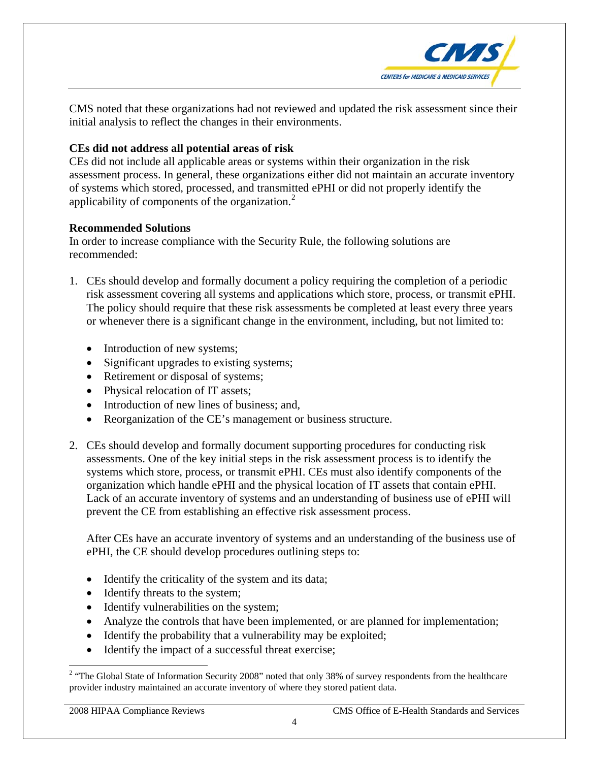CMS noted that these organizations had not reviewed and updated the risk assessment since their initial analysis to reflect the changes in their environments.

**CEs did not address all potential areas of risk**

CEs did not include all applicable areas or systems within their organization in the risk assessment process. In general, these organizations either did not maintain an accurate inventory of systems which stored, processed, and transmitted ePHI or did not properly identify the applicability of components of the organization.[2]

**Recommended Solutions**

In order to increase compliance with the Security Rule, the following solutions are recommended:

1. CEs should develop and formally document a policy requiring the completion of a periodic risk assessment covering all systems and applications which store, process, or transmit ePHI. The policy should require that these risk assessments be completed at least every three years or whenever there is a significant change in the environment, including, but not limited to:

   - Introduction of new systems;
   - Significant upgrades to existing systems;
   - Retirement or disposal of systems;
   - Physical relocation of IT assets;
   - Introduction of new lines of business; and,
   - Reorganization of the CE's management or business structure.

2. CEs should develop and formally document supporting procedures for conducting risk assessments. One of the key initial steps in the risk assessment process is to identify the systems which store, process, or transmit ePHI. CEs must also identify components of the organization which handle ePHI and the physical location of IT assets that contain ePHI. Lack of an accurate inventory of systems and an understanding of business use of ePHI will prevent the CE from establishing an effective risk assessment process.

   After CEs have an accurate inventory of systems and an understanding of the business use of ePHI, the CE should develop procedures outlining steps to:

   - Identify the criticality of the system and its data;
   - Identify threats to the system;
   - Identify vulnerabilities on the system;
   - Analyze the controls that have been implemented, or are planned for implementation;
   - Identify the probability that a vulnerability may be exploited;
   - Identify the impact of a successful threat exercise;

[2] "The Global State of Information Security 2008" noted that only 38% of survey respondents from the healthcare provider industry maintained an accurate inventory of where they stored patient data.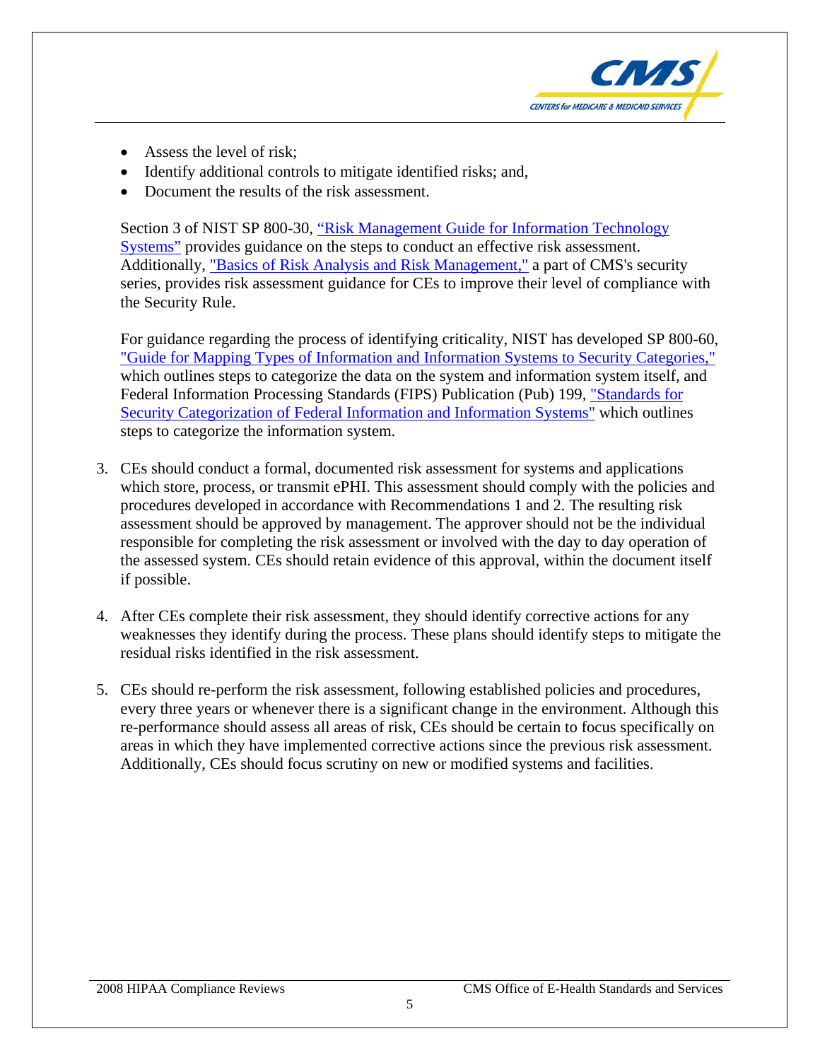- Assess the level of risk;
- Identify additional controls to mitigate identified risks; and,
- Document the results of the risk assessment.

Section 3 of NIST SP 800-30, "Risk Management Guide for Information Technology Systems" provides guidance on the steps to conduct an effective risk assessment. Additionally, "Basics of Risk Analysis and Risk Management," a part of CMS's security series, provides risk assessment guidance for CEs to improve their level of compliance with the Security Rule.

For guidance regarding the process of identifying criticality, NIST has developed SP 800-60, "Guide for Mapping Types of Information and Information Systems to Security Categories," which outlines steps to categorize the data on the system and information system itself, and Federal Information Processing Standards (FIPS) Publication (Pub) 199, "Standards for Security Categorization of Federal Information and Information Systems" which outlines steps to categorize the information system.

3. CEs should conduct a formal, documented risk assessment for systems and applications which store, process, or transmit ePHI. This assessment should comply with the policies and procedures developed in accordance with Recommendations 1 and 2. The resulting risk assessment should be approved by management. The approver should not be the individual responsible for completing the risk assessment or involved with the day to day operation of the assessed system. CEs should retain evidence of this approval, within the document itself if possible.

4. After CEs complete their risk assessment, they should identify corrective actions for any weaknesses they identify during the process. These plans should identify steps to mitigate the residual risks identified in the risk assessment.

5. CEs should re-perform the risk assessment, following established policies and procedures, every three years or whenever there is a significant change in the environment. Although this re-performance should assess all areas of risk, CEs should be certain to focus specifically on areas in which they have implemented corrective actions since the previous risk assessment. Additionally, CEs should focus scrutiny on new or modified systems and facilities.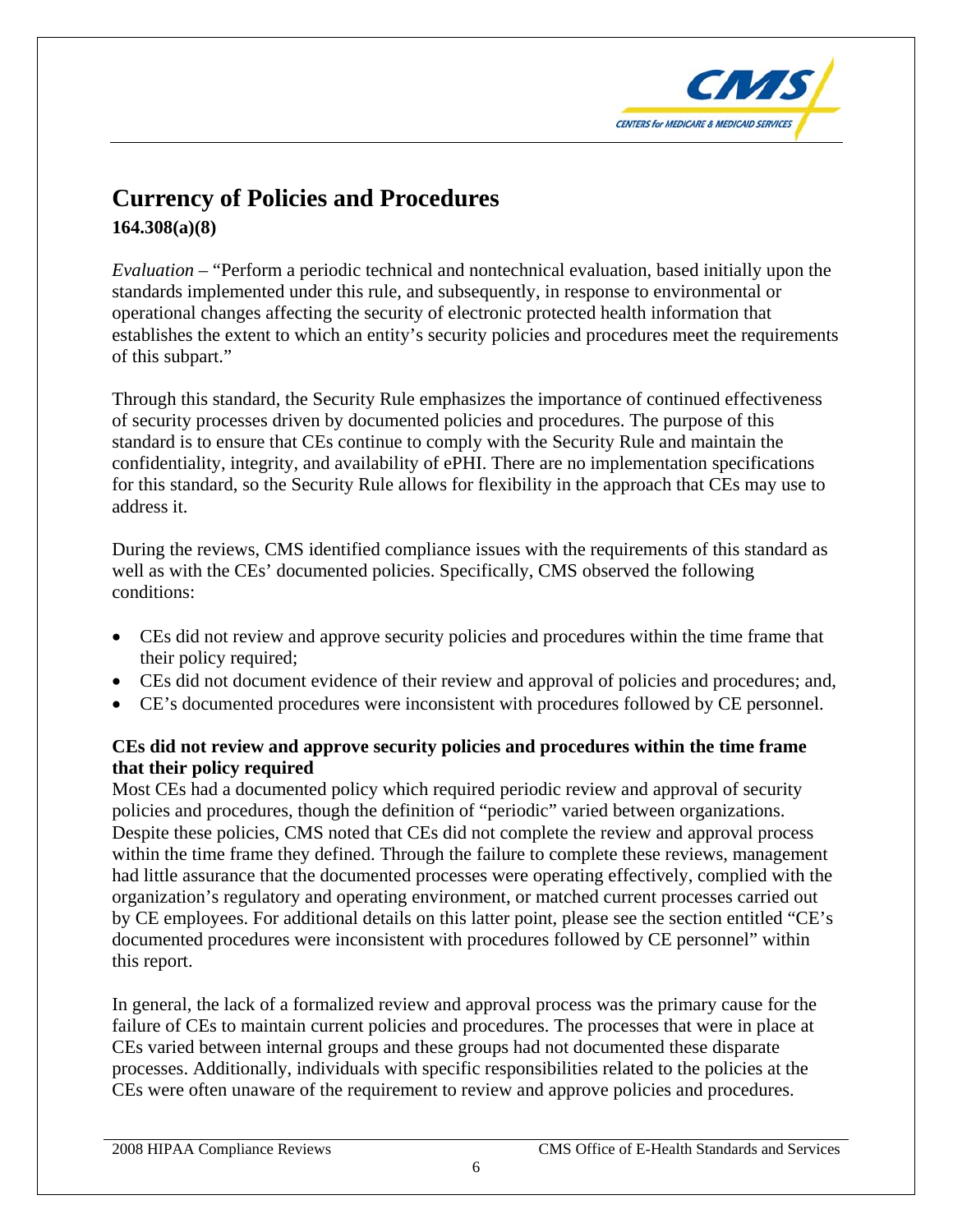## Currency of Policies and Procedures

**164.308(a)(8)**

*Evaluation* – "Perform a periodic technical and nontechnical evaluation, based initially upon the standards implemented under this rule, and subsequently, in response to environmental or operational changes affecting the security of electronic protected health information that establishes the extent to which an entity's security policies and procedures meet the requirements of this subpart."

Through this standard, the Security Rule emphasizes the importance of continued effectiveness of security processes driven by documented policies and procedures. The purpose of this standard is to ensure that CEs continue to comply with the Security Rule and maintain the confidentiality, integrity, and availability of ePHI. There are no implementation specifications for this standard, so the Security Rule allows for flexibility in the approach that CEs may use to address it.

During the reviews, CMS identified compliance issues with the requirements of this standard as well as with the CEs' documented policies. Specifically, CMS observed the following conditions:

- CEs did not review and approve security policies and procedures within the time frame that their policy required;
- CEs did not document evidence of their review and approval of policies and procedures; and,
- CE's documented procedures were inconsistent with procedures followed by CE personnel.

**CEs did not review and approve security policies and procedures within the time frame that their policy required**

Most CEs had a documented policy which required periodic review and approval of security policies and procedures, though the definition of "periodic" varied between organizations. Despite these policies, CMS noted that CEs did not complete the review and approval process within the time frame they defined. Through the failure to complete these reviews, management had little assurance that the documented processes were operating effectively, complied with the organization's regulatory and operating environment, or matched current processes carried out by CE employees. For additional details on this latter point, please see the section entitled "CE's documented procedures were inconsistent with procedures followed by CE personnel" within this report.

In general, the lack of a formalized review and approval process was the primary cause for the failure of CEs to maintain current policies and procedures. The processes that were in place at CEs varied between internal groups and these groups had not documented these disparate processes. Additionally, individuals with specific responsibilities related to the policies at the CEs were often unaware of the requirement to review and approve policies and procedures.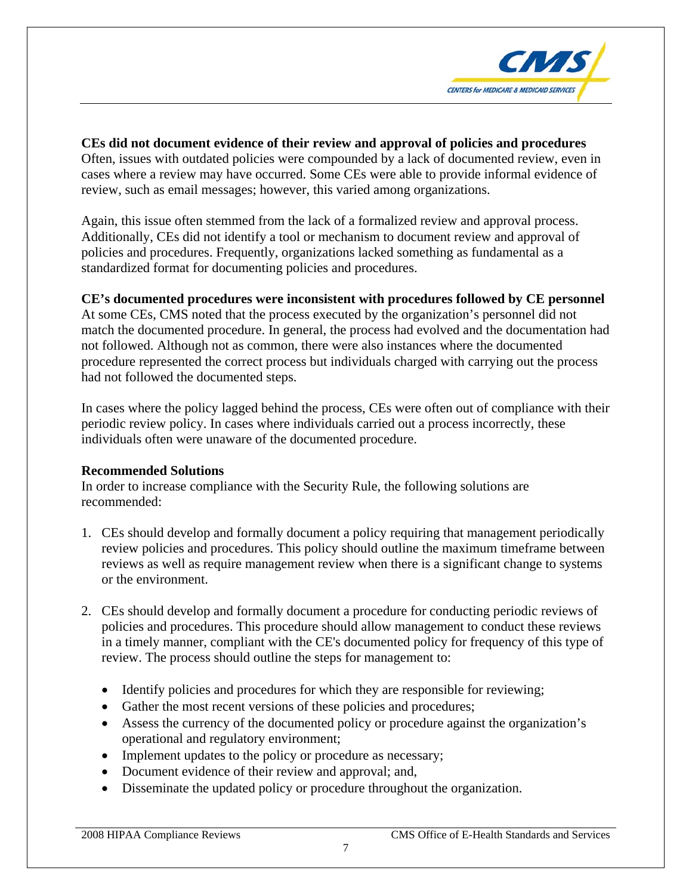**CEs did not document evidence of their review and approval of policies and procedures**
Often, issues with outdated policies were compounded by a lack of documented review, even in cases where a review may have occurred. Some CEs were able to provide informal evidence of review, such as email messages; however, this varied among organizations.

Again, this issue often stemmed from the lack of a formalized review and approval process. Additionally, CEs did not identify a tool or mechanism to document review and approval of policies and procedures. Frequently, organizations lacked something as fundamental as a standardized format for documenting policies and procedures.

**CE's documented procedures were inconsistent with procedures followed by CE personnel**
At some CEs, CMS noted that the process executed by the organization's personnel did not match the documented procedure. In general, the process had evolved and the documentation had not followed. Although not as common, there were also instances where the documented procedure represented the correct process but individuals charged with carrying out the process had not followed the documented steps.

In cases where the policy lagged behind the process, CEs were often out of compliance with their periodic review policy. In cases where individuals carried out a process incorrectly, these individuals often were unaware of the documented procedure.

**Recommended Solutions**
In order to increase compliance with the Security Rule, the following solutions are recommended:

1. CEs should develop and formally document a policy requiring that management periodically review policies and procedures. This policy should outline the maximum timeframe between reviews as well as require management review when there is a significant change to systems or the environment.

2. CEs should develop and formally document a procedure for conducting periodic reviews of policies and procedures. This procedure should allow management to conduct these reviews in a timely manner, compliant with the CE's documented policy for frequency of this type of review. The process should outline the steps for management to:

   - Identify policies and procedures for which they are responsible for reviewing;
   - Gather the most recent versions of these policies and procedures;
   - Assess the currency of the documented policy or procedure against the organization's operational and regulatory environment;
   - Implement updates to the policy or procedure as necessary;
   - Document evidence of their review and approval; and,
   - Disseminate the updated policy or procedure throughout the organization.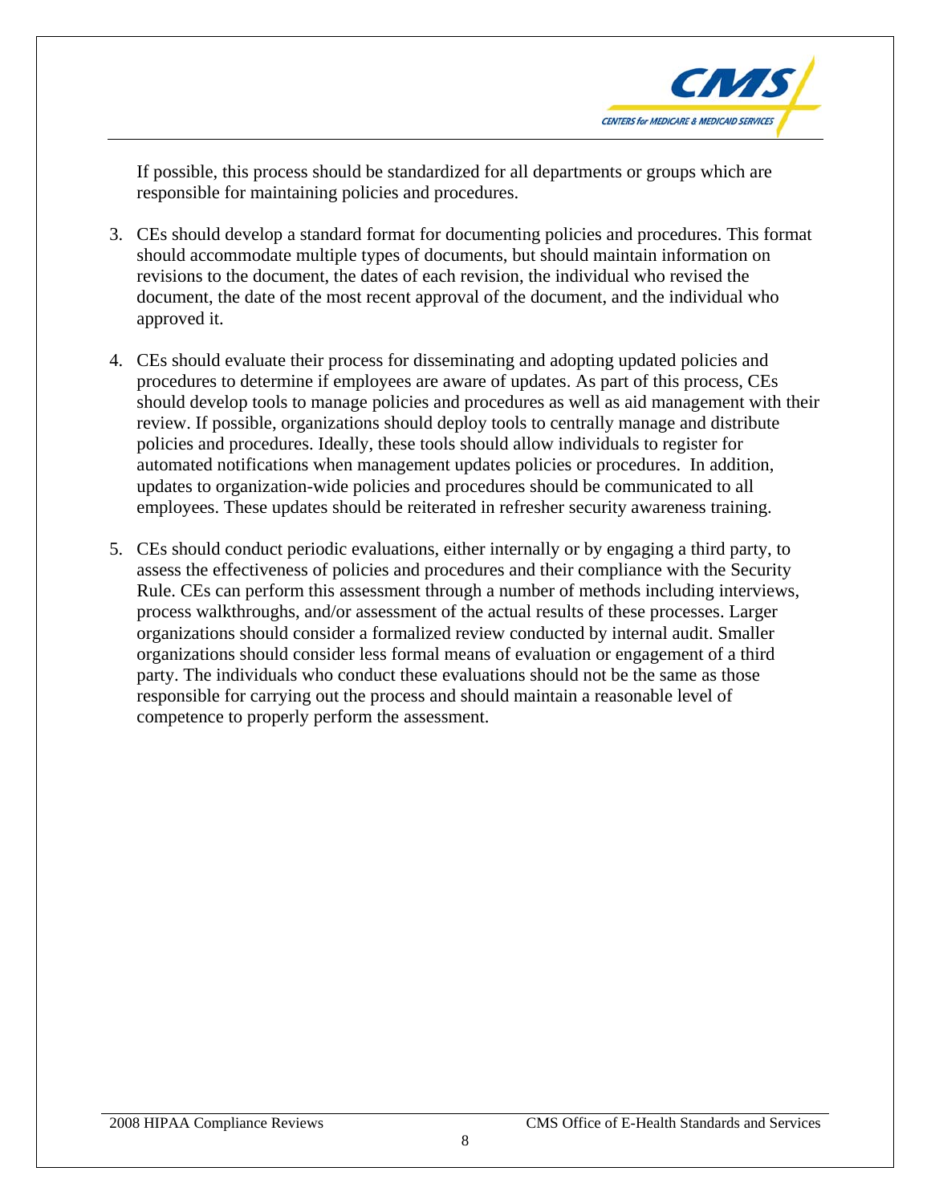If possible, this process should be standardized for all departments or groups which are responsible for maintaining policies and procedures.

3. CEs should develop a standard format for documenting policies and procedures. This format should accommodate multiple types of documents, but should maintain information on revisions to the document, the dates of each revision, the individual who revised the document, the date of the most recent approval of the document, and the individual who approved it.

4. CEs should evaluate their process for disseminating and adopting updated policies and procedures to determine if employees are aware of updates. As part of this process, CEs should develop tools to manage policies and procedures as well as aid management with their review. If possible, organizations should deploy tools to centrally manage and distribute policies and procedures. Ideally, these tools should allow individuals to register for automated notifications when management updates policies or procedures. In addition, updates to organization-wide policies and procedures should be communicated to all employees. These updates should be reiterated in refresher security awareness training.

5. CEs should conduct periodic evaluations, either internally or by engaging a third party, to assess the effectiveness of policies and procedures and their compliance with the Security Rule. CEs can perform this assessment through a number of methods including interviews, process walkthroughs, and/or assessment of the actual results of these processes. Larger organizations should consider a formalized review conducted by internal audit. Smaller organizations should consider less formal means of evaluation or engagement of a third party. The individuals who conduct these evaluations should not be the same as those responsible for carrying out the process and should maintain a reasonable level of competence to properly perform the assessment.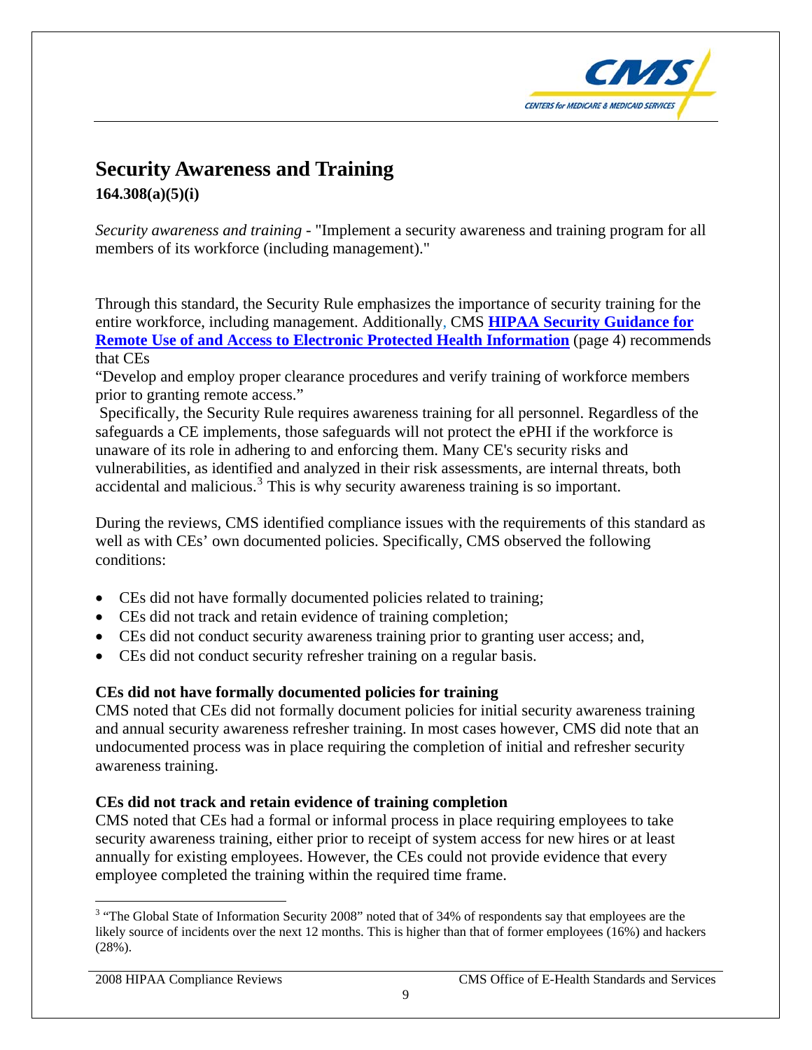## Security Awareness and Training

**164.308(a)(5)(i)**

*Security awareness and training* - "Implement a security awareness and training program for all members of its workforce (including management)."

Through this standard, the Security Rule emphasizes the importance of security training for the entire workforce, including management. Additionally, CMS **HIPAA Security Guidance for Remote Use of and Access to Electronic Protected Health Information** (page 4) recommends that CEs

"Develop and employ proper clearance procedures and verify training of workforce members prior to granting remote access."

Specifically, the Security Rule requires awareness training for all personnel. Regardless of the safeguards a CE implements, those safeguards will not protect the ePHI if the workforce is unaware of its role in adhering to and enforcing them. Many CE's security risks and vulnerabilities, as identified and analyzed in their risk assessments, are internal threats, both accidental and malicious.[3] This is why security awareness training is so important.

During the reviews, CMS identified compliance issues with the requirements of this standard as well as with CEs' own documented policies. Specifically, CMS observed the following conditions:

- CEs did not have formally documented policies related to training;
- CEs did not track and retain evidence of training completion;
- CEs did not conduct security awareness training prior to granting user access; and,
- CEs did not conduct security refresher training on a regular basis.

**CEs did not have formally documented policies for training**

CMS noted that CEs did not formally document policies for initial security awareness training and annual security awareness refresher training. In most cases however, CMS did note that an undocumented process was in place requiring the completion of initial and refresher security awareness training.

**CEs did not track and retain evidence of training completion**

CMS noted that CEs had a formal or informal process in place requiring employees to take security awareness training, either prior to receipt of system access for new hires or at least annually for existing employees. However, the CEs could not provide evidence that every employee completed the training within the required time frame.

[3] "The Global State of Information Security 2008" noted that of 34% of respondents say that employees are the likely source of incidents over the next 12 months. This is higher than that of former employees (16%) and hackers (28%).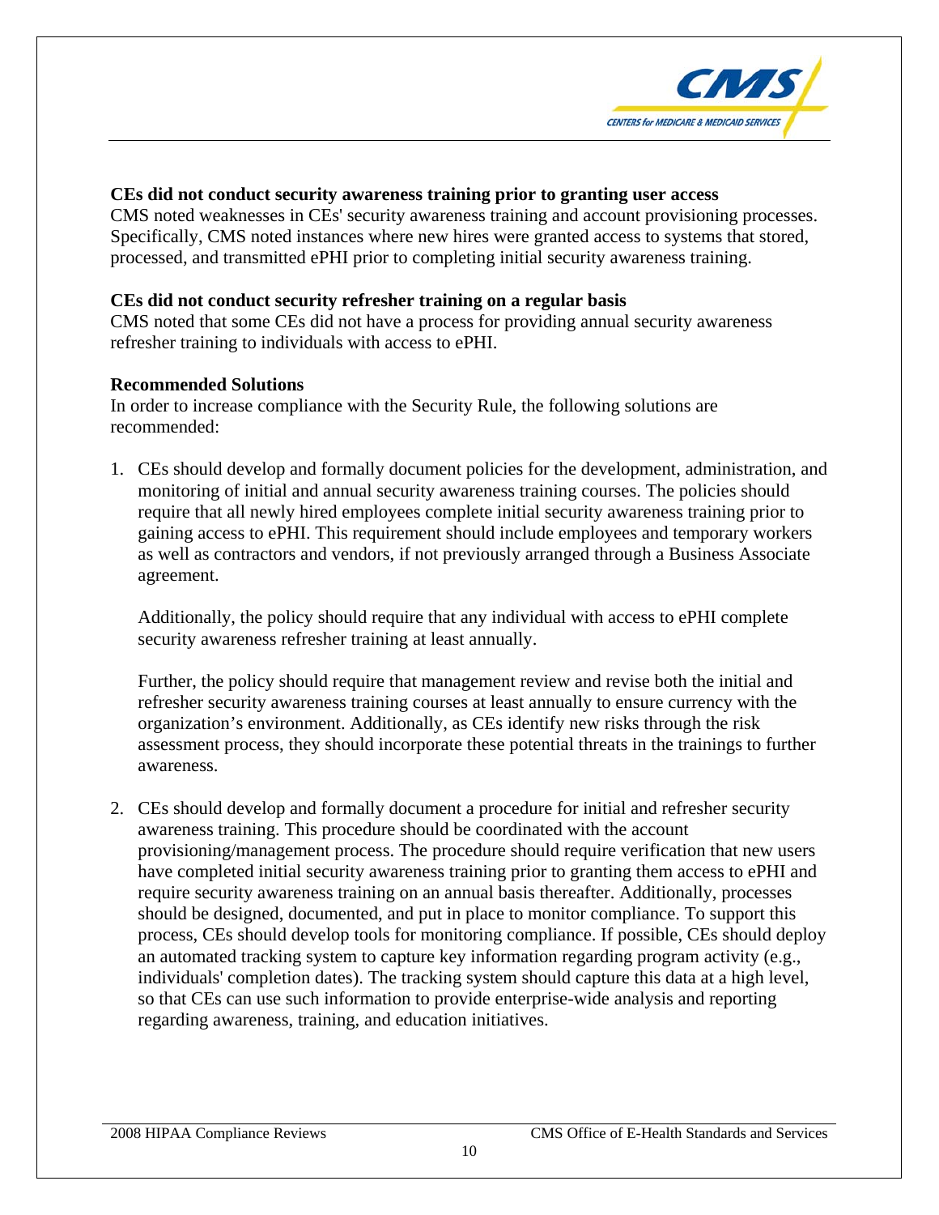**CEs did not conduct security awareness training prior to granting user access**

CMS noted weaknesses in CEs' security awareness training and account provisioning processes. Specifically, CMS noted instances where new hires were granted access to systems that stored, processed, and transmitted ePHI prior to completing initial security awareness training.

**CEs did not conduct security refresher training on a regular basis**

CMS noted that some CEs did not have a process for providing annual security awareness refresher training to individuals with access to ePHI.

**Recommended Solutions**

In order to increase compliance with the Security Rule, the following solutions are recommended:

1. CEs should develop and formally document policies for the development, administration, and monitoring of initial and annual security awareness training courses. The policies should require that all newly hired employees complete initial security awareness training prior to gaining access to ePHI. This requirement should include employees and temporary workers as well as contractors and vendors, if not previously arranged through a Business Associate agreement.

   Additionally, the policy should require that any individual with access to ePHI complete security awareness refresher training at least annually.

   Further, the policy should require that management review and revise both the initial and refresher security awareness training courses at least annually to ensure currency with the organization's environment. Additionally, as CEs identify new risks through the risk assessment process, they should incorporate these potential threats in the trainings to further awareness.

2. CEs should develop and formally document a procedure for initial and refresher security awareness training. This procedure should be coordinated with the account provisioning/management process. The procedure should require verification that new users have completed initial security awareness training prior to granting them access to ePHI and require security awareness training on an annual basis thereafter. Additionally, processes should be designed, documented, and put in place to monitor compliance. To support this process, CEs should develop tools for monitoring compliance. If possible, CEs should deploy an automated tracking system to capture key information regarding program activity (e.g., individuals' completion dates). The tracking system should capture this data at a high level, so that CEs can use such information to provide enterprise-wide analysis and reporting regarding awareness, training, and education initiatives.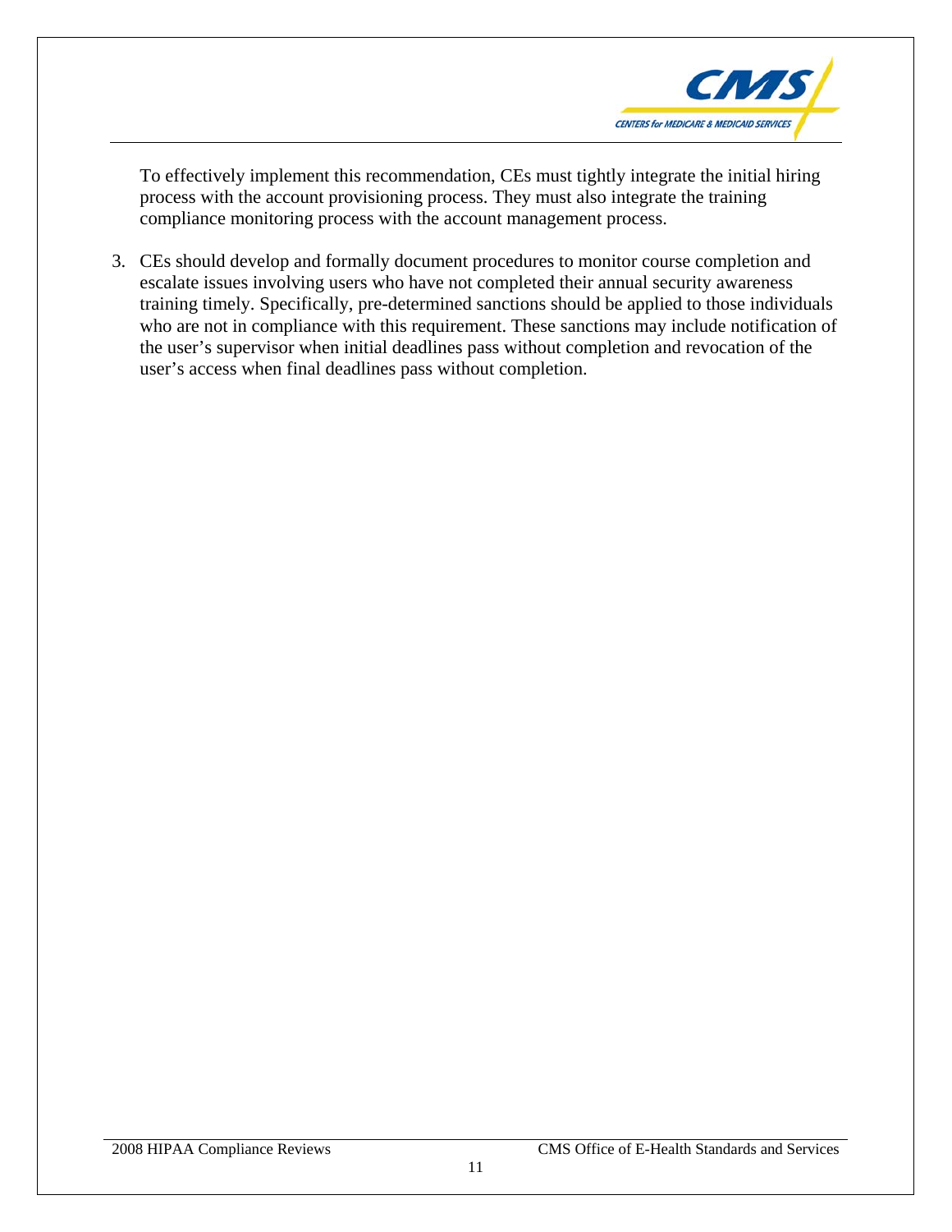To effectively implement this recommendation, CEs must tightly integrate the initial hiring process with the account provisioning process. They must also integrate the training compliance monitoring process with the account management process.

3. CEs should develop and formally document procedures to monitor course completion and escalate issues involving users who have not completed their annual security awareness training timely. Specifically, pre-determined sanctions should be applied to those individuals who are not in compliance with this requirement. These sanctions may include notification of the user's supervisor when initial deadlines pass without completion and revocation of the user's access when final deadlines pass without completion.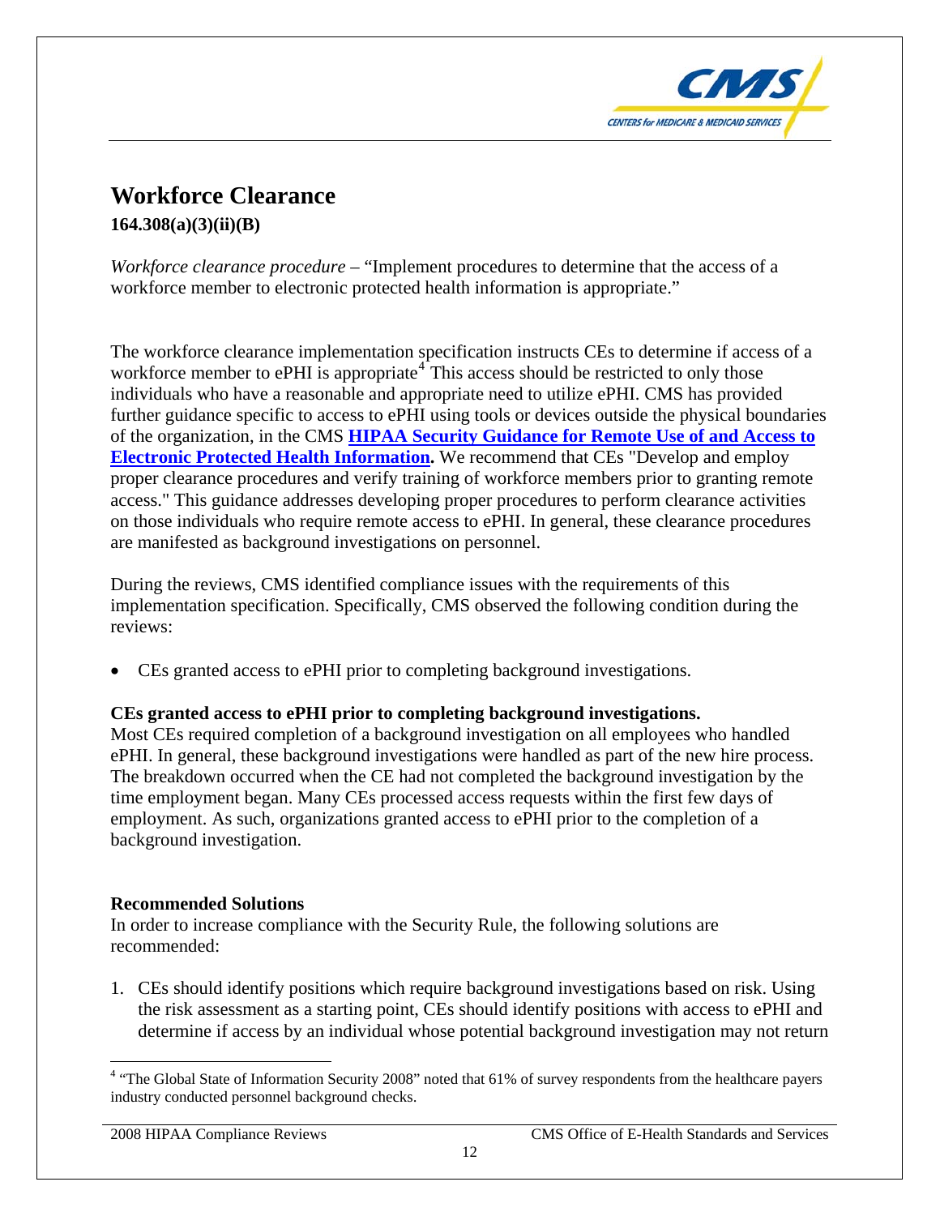## Workforce Clearance

**164.308(a)(3)(ii)(B)**

*Workforce clearance procedure* – "Implement procedures to determine that the access of a workforce member to electronic protected health information is appropriate."

The workforce clearance implementation specification instructs CEs to determine if access of a workforce member to ePHI is appropriate[4] This access should be restricted to only those individuals who have a reasonable and appropriate need to utilize ePHI. CMS has provided further guidance specific to access to ePHI using tools or devices outside the physical boundaries of the organization, in the CMS **HIPAA Security Guidance for Remote Use of and Access to Electronic Protected Health Information.** We recommend that CEs "Develop and employ proper clearance procedures and verify training of workforce members prior to granting remote access." This guidance addresses developing proper procedures to perform clearance activities on those individuals who require remote access to ePHI. In general, these clearance procedures are manifested as background investigations on personnel.

During the reviews, CMS identified compliance issues with the requirements of this implementation specification. Specifically, CMS observed the following condition during the reviews:

- CEs granted access to ePHI prior to completing background investigations.

**CEs granted access to ePHI prior to completing background investigations.**
Most CEs required completion of a background investigation on all employees who handled ePHI. In general, these background investigations were handled as part of the new hire process. The breakdown occurred when the CE had not completed the background investigation by the time employment began. Many CEs processed access requests within the first few days of employment. As such, organizations granted access to ePHI prior to the completion of a background investigation.

**Recommended Solutions**
In order to increase compliance with the Security Rule, the following solutions are recommended:

1. CEs should identify positions which require background investigations based on risk. Using the risk assessment as a starting point, CEs should identify positions with access to ePHI and determine if access by an individual whose potential background investigation may not return

[4] "The Global State of Information Security 2008" noted that 61% of survey respondents from the healthcare payers industry conducted personnel background checks.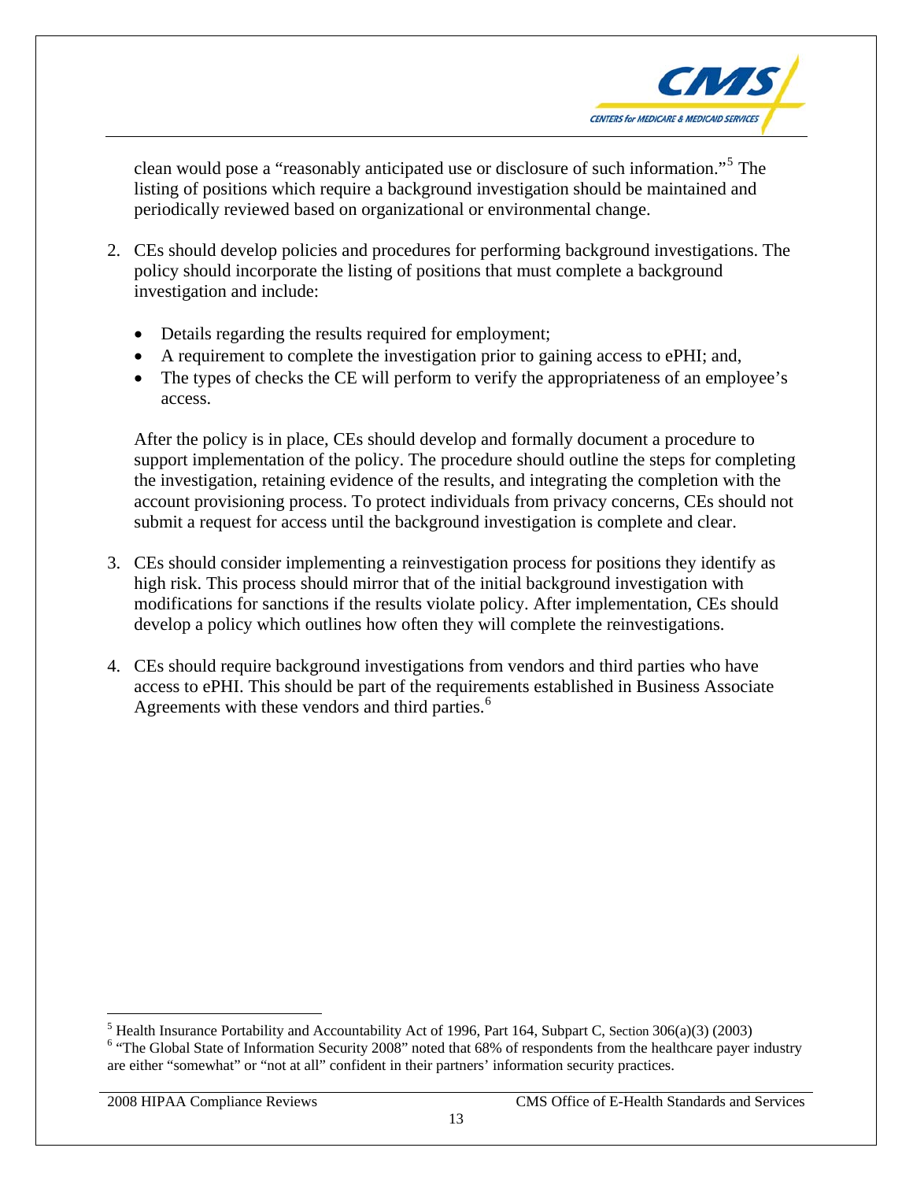clean would pose a "reasonably anticipated use or disclosure of such information."[5] The listing of positions which require a background investigation should be maintained and periodically reviewed based on organizational or environmental change.

2. CEs should develop policies and procedures for performing background investigations. The policy should incorporate the listing of positions that must complete a background investigation and include:

   - Details regarding the results required for employment;
   - A requirement to complete the investigation prior to gaining access to ePHI; and,
   - The types of checks the CE will perform to verify the appropriateness of an employee's access.

   After the policy is in place, CEs should develop and formally document a procedure to support implementation of the policy. The procedure should outline the steps for completing the investigation, retaining evidence of the results, and integrating the completion with the account provisioning process. To protect individuals from privacy concerns, CEs should not submit a request for access until the background investigation is complete and clear.

3. CEs should consider implementing a reinvestigation process for positions they identify as high risk. This process should mirror that of the initial background investigation with modifications for sanctions if the results violate policy. After implementation, CEs should develop a policy which outlines how often they will complete the reinvestigations.

4. CEs should require background investigations from vendors and third parties who have access to ePHI. This should be part of the requirements established in Business Associate Agreements with these vendors and third parties.[6]

---

[5] Health Insurance Portability and Accountability Act of 1996, Part 164, Subpart C, Section 306(a)(3) (2003)

[6] "The Global State of Information Security 2008" noted that 68% of respondents from the healthcare payer industry are either "somewhat" or "not at all" confident in their partners' information security practices.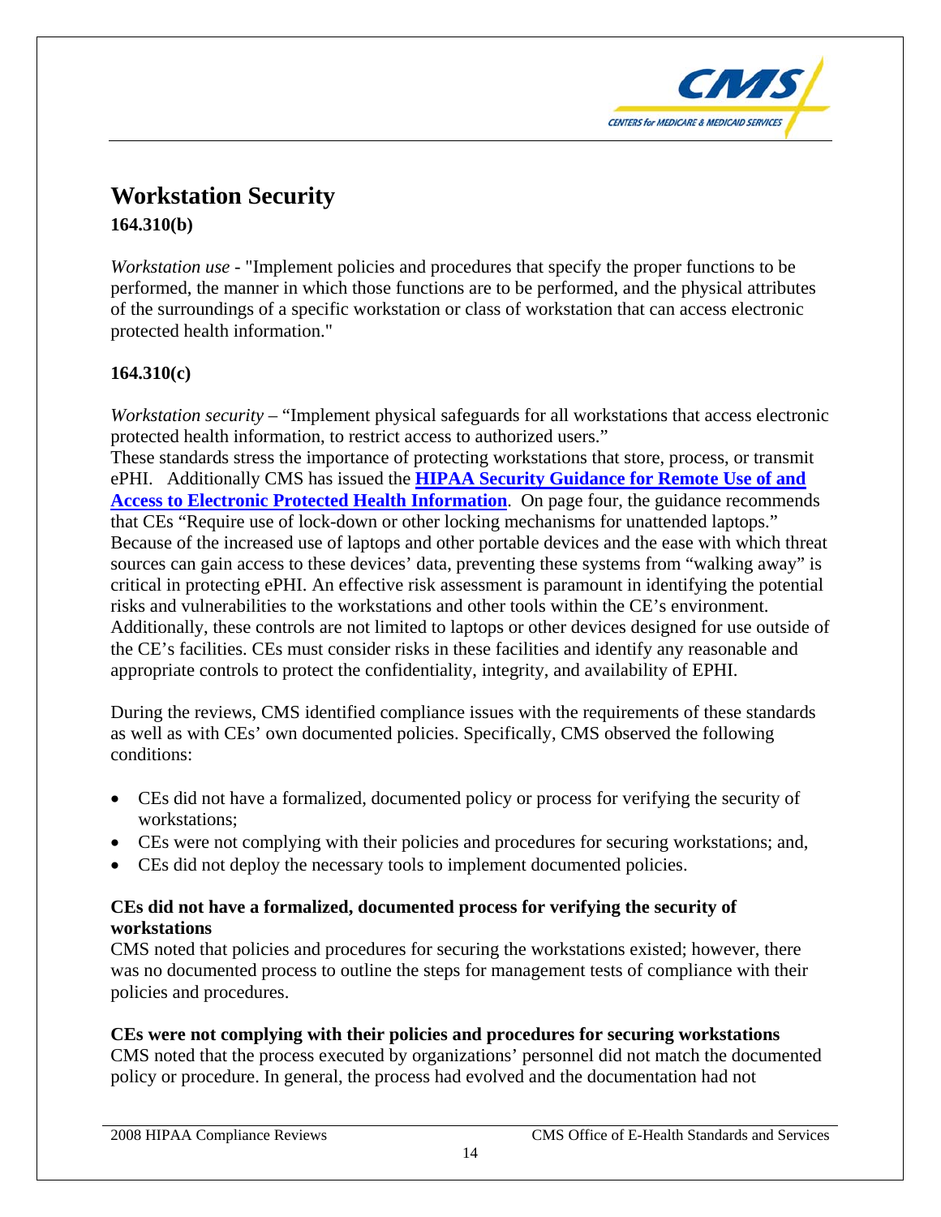## Workstation Security

### 164.310(b)

*Workstation use* - "Implement policies and procedures that specify the proper functions to be performed, the manner in which those functions are to be performed, and the physical attributes of the surroundings of a specific workstation or class of workstation that can access electronic protected health information."

### 164.310(c)

*Workstation security* – "Implement physical safeguards for all workstations that access electronic protected health information, to restrict access to authorized users."
These standards stress the importance of protecting workstations that store, process, or transmit ePHI. Additionally CMS has issued the **HIPAA Security Guidance for Remote Use of and Access to Electronic Protected Health Information**. On page four, the guidance recommends that CEs "Require use of lock-down or other locking mechanisms for unattended laptops." Because of the increased use of laptops and other portable devices and the ease with which threat sources can gain access to these devices' data, preventing these systems from "walking away" is critical in protecting ePHI. An effective risk assessment is paramount in identifying the potential risks and vulnerabilities to the workstations and other tools within the CE's environment. Additionally, these controls are not limited to laptops or other devices designed for use outside of the CE's facilities. CEs must consider risks in these facilities and identify any reasonable and appropriate controls to protect the confidentiality, integrity, and availability of EPHI.

During the reviews, CMS identified compliance issues with the requirements of these standards as well as with CEs' own documented policies. Specifically, CMS observed the following conditions:

- CEs did not have a formalized, documented policy or process for verifying the security of workstations;
- CEs were not complying with their policies and procedures for securing workstations; and,
- CEs did not deploy the necessary tools to implement documented policies.

**CEs did not have a formalized, documented process for verifying the security of workstations**
CMS noted that policies and procedures for securing the workstations existed; however, there was no documented process to outline the steps for management tests of compliance with their policies and procedures.

**CEs were not complying with their policies and procedures for securing workstations**
CMS noted that the process executed by organizations' personnel did not match the documented policy or procedure. In general, the process had evolved and the documentation had not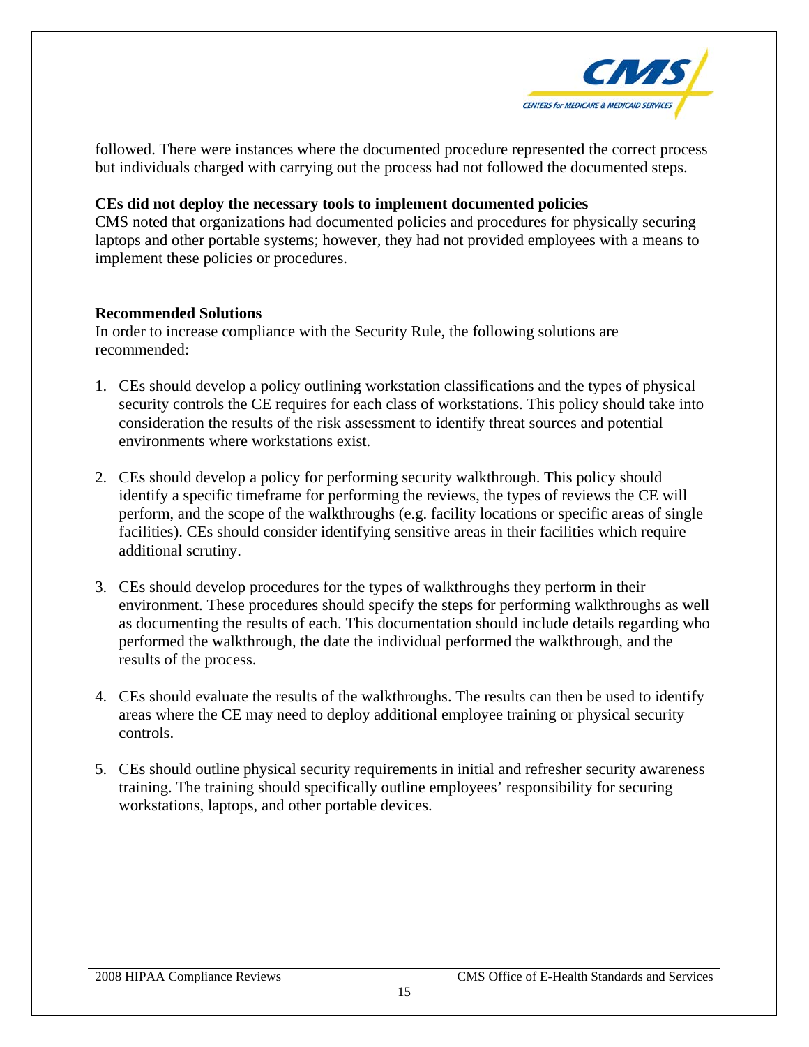followed. There were instances where the documented procedure represented the correct process but individuals charged with carrying out the process had not followed the documented steps.

**CEs did not deploy the necessary tools to implement documented policies**

CMS noted that organizations had documented policies and procedures for physically securing laptops and other portable systems; however, they had not provided employees with a means to implement these policies or procedures.

**Recommended Solutions**

In order to increase compliance with the Security Rule, the following solutions are recommended:

1. CEs should develop a policy outlining workstation classifications and the types of physical security controls the CE requires for each class of workstations. This policy should take into consideration the results of the risk assessment to identify threat sources and potential environments where workstations exist.

2. CEs should develop a policy for performing security walkthrough. This policy should identify a specific timeframe for performing the reviews, the types of reviews the CE will perform, and the scope of the walkthroughs (e.g. facility locations or specific areas of single facilities). CEs should consider identifying sensitive areas in their facilities which require additional scrutiny.

3. CEs should develop procedures for the types of walkthroughs they perform in their environment. These procedures should specify the steps for performing walkthroughs as well as documenting the results of each. This documentation should include details regarding who performed the walkthrough, the date the individual performed the walkthrough, and the results of the process.

4. CEs should evaluate the results of the walkthroughs. The results can then be used to identify areas where the CE may need to deploy additional employee training or physical security controls.

5. CEs should outline physical security requirements in initial and refresher security awareness training. The training should specifically outline employees' responsibility for securing workstations, laptops, and other portable devices.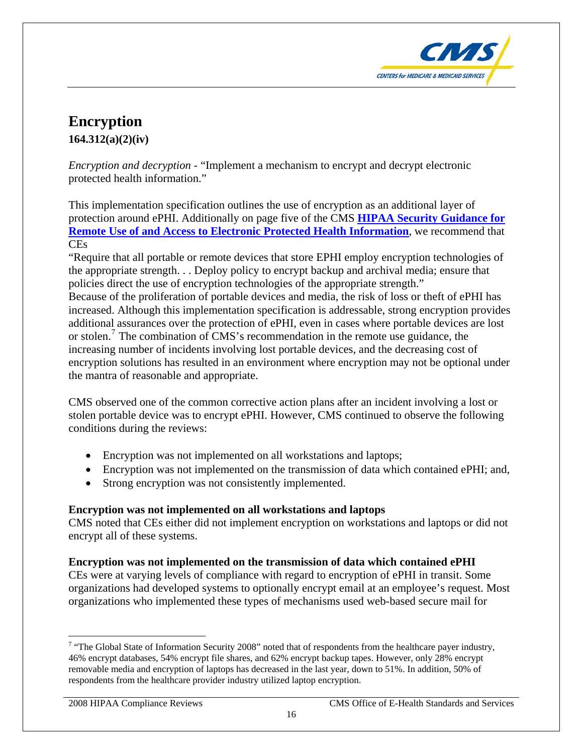## Encryption

**164.312(a)(2)(iv)**

*Encryption and decryption* - "Implement a mechanism to encrypt and decrypt electronic protected health information."

This implementation specification outlines the use of encryption as an additional layer of protection around ePHI. Additionally on page five of the CMS **HIPAA Security Guidance for Remote Use of and Access to Electronic Protected Health Information**, we recommend that CEs

"Require that all portable or remote devices that store EPHI employ encryption technologies of the appropriate strength. . . Deploy policy to encrypt backup and archival media; ensure that policies direct the use of encryption technologies of the appropriate strength."

Because of the proliferation of portable devices and media, the risk of loss or theft of ePHI has increased. Although this implementation specification is addressable, strong encryption provides additional assurances over the protection of ePHI, even in cases where portable devices are lost or stolen.[7] The combination of CMS's recommendation in the remote use guidance, the increasing number of incidents involving lost portable devices, and the decreasing cost of encryption solutions has resulted in an environment where encryption may not be optional under the mantra of reasonable and appropriate.

CMS observed one of the common corrective action plans after an incident involving a lost or stolen portable device was to encrypt ePHI. However, CMS continued to observe the following conditions during the reviews:

- Encryption was not implemented on all workstations and laptops;
- Encryption was not implemented on the transmission of data which contained ePHI; and,
- Strong encryption was not consistently implemented.

**Encryption was not implemented on all workstations and laptops**

CMS noted that CEs either did not implement encryption on workstations and laptops or did not encrypt all of these systems.

**Encryption was not implemented on the transmission of data which contained ePHI**

CEs were at varying levels of compliance with regard to encryption of ePHI in transit. Some organizations had developed systems to optionally encrypt email at an employee's request. Most organizations who implemented these types of mechanisms used web-based secure mail for

[7] "The Global State of Information Security 2008" noted that of respondents from the healthcare payer industry, 46% encrypt databases, 54% encrypt file shares, and 62% encrypt backup tapes. However, only 28% encrypt removable media and encryption of laptops has decreased in the last year, down to 51%. In addition, 50% of respondents from the healthcare provider industry utilized laptop encryption.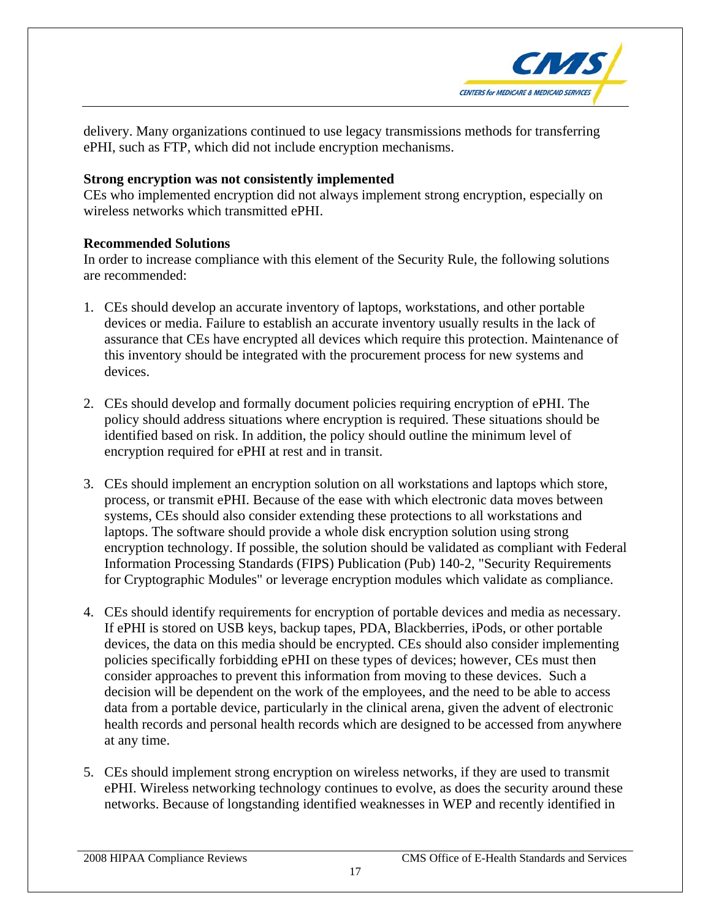delivery. Many organizations continued to use legacy transmissions methods for transferring ePHI, such as FTP, which did not include encryption mechanisms.

**Strong encryption was not consistently implemented**
CEs who implemented encryption did not always implement strong encryption, especially on wireless networks which transmitted ePHI.

**Recommended Solutions**
In order to increase compliance with this element of the Security Rule, the following solutions are recommended:

1. CEs should develop an accurate inventory of laptops, workstations, and other portable devices or media. Failure to establish an accurate inventory usually results in the lack of assurance that CEs have encrypted all devices which require this protection. Maintenance of this inventory should be integrated with the procurement process for new systems and devices.

2. CEs should develop and formally document policies requiring encryption of ePHI. The policy should address situations where encryption is required. These situations should be identified based on risk. In addition, the policy should outline the minimum level of encryption required for ePHI at rest and in transit.

3. CEs should implement an encryption solution on all workstations and laptops which store, process, or transmit ePHI. Because of the ease with which electronic data moves between systems, CEs should also consider extending these protections to all workstations and laptops. The software should provide a whole disk encryption solution using strong encryption technology. If possible, the solution should be validated as compliant with Federal Information Processing Standards (FIPS) Publication (Pub) 140-2, "Security Requirements for Cryptographic Modules" or leverage encryption modules which validate as compliance.

4. CEs should identify requirements for encryption of portable devices and media as necessary. If ePHI is stored on USB keys, backup tapes, PDA, Blackberries, iPods, or other portable devices, the data on this media should be encrypted. CEs should also consider implementing policies specifically forbidding ePHI on these types of devices; however, CEs must then consider approaches to prevent this information from moving to these devices. Such a decision will be dependent on the work of the employees, and the need to be able to access data from a portable device, particularly in the clinical arena, given the advent of electronic health records and personal health records which are designed to be accessed from anywhere at any time.

5. CEs should implement strong encryption on wireless networks, if they are used to transmit ePHI. Wireless networking technology continues to evolve, as does the security around these networks. Because of longstanding identified weaknesses in WEP and recently identified in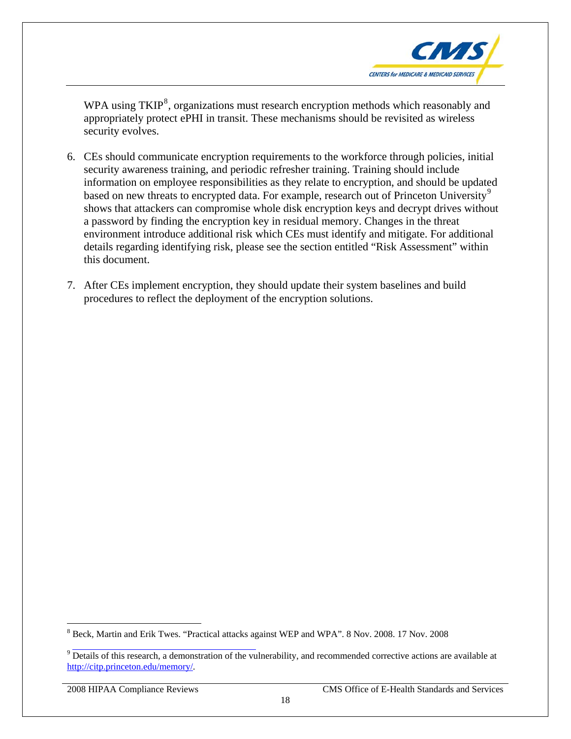WPA using TKIP[8], organizations must research encryption methods which reasonably and appropriately protect ePHI in transit. These mechanisms should be revisited as wireless security evolves.

6. CEs should communicate encryption requirements to the workforce through policies, initial security awareness training, and periodic refresher training. Training should include information on employee responsibilities as they relate to encryption, and should be updated based on new threats to encrypted data. For example, research out of Princeton University[9] shows that attackers can compromise whole disk encryption keys and decrypt drives without a password by finding the encryption key in residual memory. Changes in the threat environment introduce additional risk which CEs must identify and mitigate. For additional details regarding identifying risk, please see the section entitled "Risk Assessment" within this document.

7. After CEs implement encryption, they should update their system baselines and build procedures to reflect the deployment of the encryption solutions.

---

[8] Beck, Martin and Erik Twes. "Practical attacks against WEP and WPA". 8 Nov. 2008. 17 Nov. 2008

[9] Details of this research, a demonstration of the vulnerability, and recommended corrective actions are available at http://citp.princeton.edu/memory/.